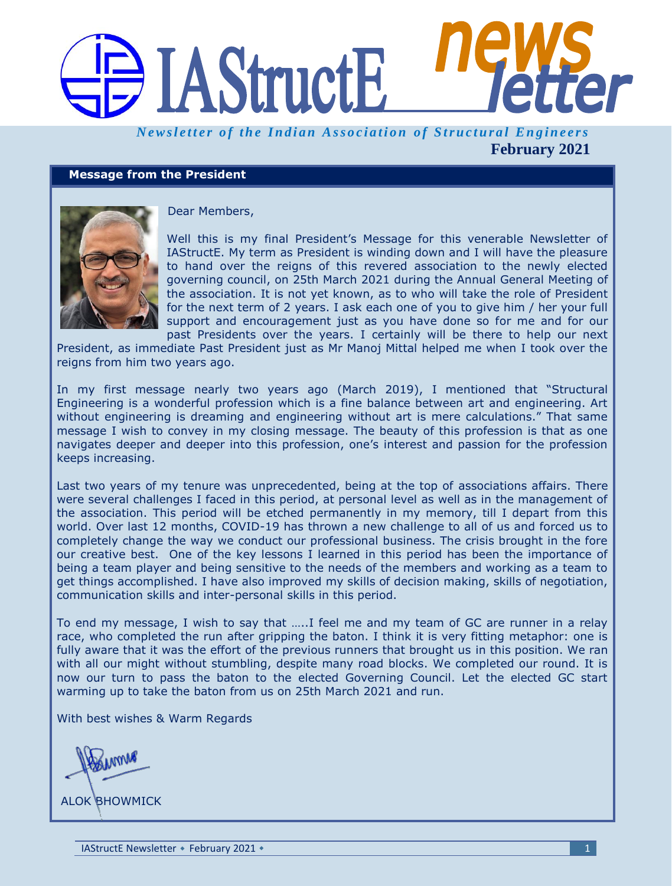# IAStructE newsletter

*Newsletter of the Indian Association of Structural Engineers*

**February 2021**

## Message from the President

Dear Members,

Well this is my final President's Message for this venerable Newsletter of IAStructE. My term as President is winding down and I will have the pleasure to hand over the reigns of this revered association to the newly elected governing council, on 25th March 2021 during the Annual General Meeting of the association. It is not yet known, as to who will take the role of President for the next term of 2 years. I ask each one of you to give him / her your full support and encouragement just as you have done so for me and for our past Presidents over the years. I certainly will be there to help our next President, as immediate Past President just as Mr Manoj Mittal helped me when I took over the reigns from him two years ago.

In my first message nearly two years ago (March 2019), I mentioned that "Structural Engineering is a wonderful profession which is a fine balance between art and engineering. Art without engineering is dreaming and engineering without art is mere calculations." That same message I wish to convey in my closing message. The beauty of this profession is that as one navigates deeper and deeper into this profession, one's interest and passion for the profession keeps increasing.

Last two years of my tenure was unprecedented, being at the top of associations affairs. There were several challenges I faced in this period, at personal level as well as in the management of the association. This period will be etched permanently in my memory, till I depart from this world. Over last 12 months, COVID-19 has thrown a new challenge to all of us and forced us to completely change the way we conduct our professional business. The crisis brought in the fore our creative best. One of the key lessons I learned in this period has been the importance of being a team player and being sensitive to the needs of the members and working as a team to get things accomplished. I have also improved my skills of decision making, skills of negotiation, communication skills and inter-personal skills in this period.

To end my message, I wish to say that …..I feel me and my team of GC are runner in a relay race, who completed the run after gripping the baton. I think it is very fitting metaphor: one is fully aware that it was the effort of the previous runners that brought us in this position. We ran with all our might without stumbling, despite many road blocks. We completed our round. It is now our turn to pass the baton to the elected Governing Council. Let the elected GC start warming up to take the baton from us on 25th March 2021 and run.

With best wishes & Warm Regards

ALOK BHOWMICK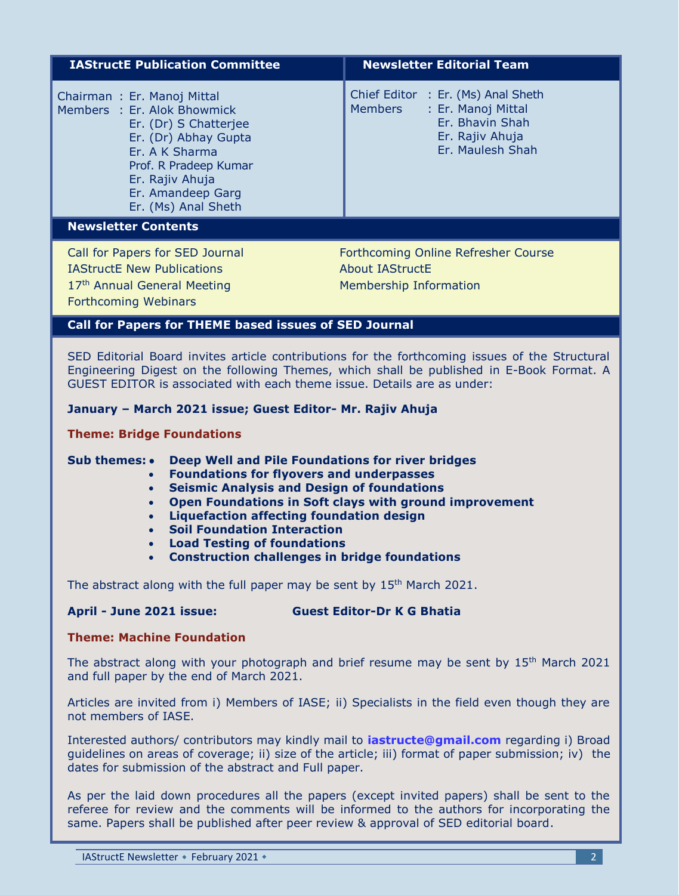## IAStructE Publication Committee

Chairman : Er. Manoj Mittal
Members : Er. Alok Bhowmick
Er. (Dr) S Chatterjee
Er. (Dr) Abhay Gupta
Er. A K Sharma
Prof. R Pradeep Kumar
Er. Rajiv Ahuja
Er. Amandeep Garg
Er. (Ms) Anal Sheth

## Newsletter Editorial Team

Chief Editor : Er. (Ms) Anal Sheth
Members : Er. Manoj Mittal
Er. Bhavin Shah
Er. Rajiv Ahuja
Er. Maulesh Shah

## Newsletter Contents

- Call for Papers for SED Journal
- IAStructE New Publications
- 17th Annual General Meeting
- Forthcoming Webinars
- Forthcoming Online Refresher Course
- About IAStructE
- Membership Information

## Call for Papers for THEME based issues of SED Journal

SED Editorial Board invites article contributions for the forthcoming issues of the Structural Engineering Digest on the following Themes, which shall be published in E-Book Format. A GUEST EDITOR is associated with each theme issue. Details are as under:

**January – March 2021 issue; Guest Editor- Mr. Rajiv Ahuja**

**Theme: Bridge Foundations**

**Sub themes:**

- **Deep Well and Pile Foundations for river bridges**
- **Foundations for flyovers and underpasses**
- **Seismic Analysis and Design of foundations**
- **Open Foundations in Soft clays with ground improvement**
- **Liquefaction affecting foundation design**
- **Soil Foundation Interaction**
- **Load Testing of foundations**
- **Construction challenges in bridge foundations**

The abstract along with the full paper may be sent by 15th March 2021.

**April - June 2021 issue: Guest Editor-Dr K G Bhatia**

**Theme: Machine Foundation**

The abstract along with your photograph and brief resume may be sent by 15th March 2021 and full paper by the end of March 2021.

Articles are invited from i) Members of IASE; ii) Specialists in the field even though they are not members of IASE.

Interested authors/ contributors may kindly mail to **iastructe@gmail.com** regarding i) Broad guidelines on areas of coverage; ii) size of the article; iii) format of paper submission; iv) the dates for submission of the abstract and Full paper.

As per the laid down procedures all the papers (except invited papers) shall be sent to the referee for review and the comments will be informed to the authors for incorporating the same. Papers shall be published after peer review & approval of SED editorial board.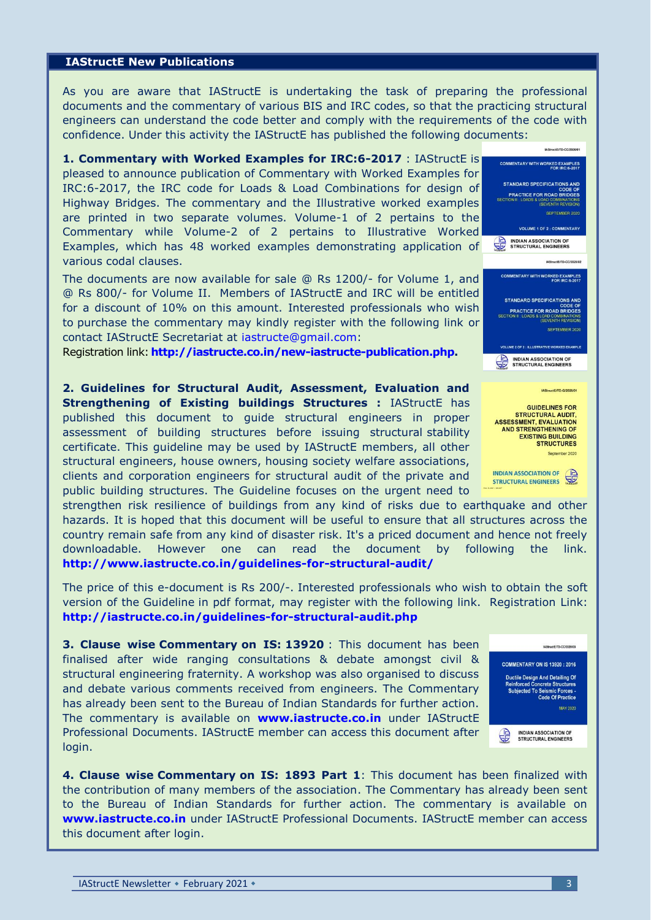## IAStructE New Publications

As you are aware that IAStructE is undertaking the task of preparing the professional documents and the commentary of various BIS and IRC codes, so that the practicing structural engineers can understand the code better and comply with the requirements of the code with confidence. Under this activity the IAStructE has published the following documents:

**1. Commentary with Worked Examples for IRC:6-2017** : IAStructE is pleased to announce publication of Commentary with Worked Examples for IRC:6-2017, the IRC code for Loads & Load Combinations for design of Highway Bridges. The commentary and the Illustrative worked examples are printed in two separate volumes. Volume-1 of 2 pertains to the Commentary while Volume-2 of 2 pertains to Illustrative Worked Examples, which has 48 worked examples demonstrating application of various codal clauses.

The documents are now available for sale @ Rs 1200/- for Volume 1, and @ Rs 800/- for Volume II. Members of IAStructE and IRC will be entitled for a discount of 10% on this amount. Interested professionals who wish to purchase the commentary may kindly register with the following link or contact IAStructE Secretariat at iastructe@gmail.com:

Registration link: **http://iastructe.co.in/new-iastructe-publication.php.**

**2. Guidelines for Structural Audit, Assessment, Evaluation and Strengthening of Existing buildings Structures :** IAStructE has published this document to guide structural engineers in proper assessment of building structures before issuing structural stability certificate. This guideline may be used by IAStructE members, all other structural engineers, house owners, housing society welfare associations, clients and corporation engineers for structural audit of the private and public building structures. The Guideline focuses on the urgent need to strengthen risk resilience of buildings from any kind of risks due to earthquake and other hazards. It is hoped that this document will be useful to ensure that all structures across the country remain safe from any kind of disaster risk. It's a priced document and hence not freely downloadable. However one can read the document by following the link. **http://www.iastructe.co.in/guidelines-for-structural-audit/**

The price of this e-document is Rs 200/-. Interested professionals who wish to obtain the soft version of the Guideline in pdf format, may register with the following link. Registration Link: **http://iastructe.co.in/guidelines-for-structural-audit.php**

**3. Clause wise Commentary on IS: 13920** : This document has been finalised after wide ranging consultations & debate amongst civil & structural engineering fraternity. A workshop was also organised to discuss and debate various comments received from engineers. The Commentary has already been sent to the Bureau of Indian Standards for further action. The commentary is available on **www.iastructe.co.in** under IAStructE Professional Documents. IAStructE member can access this document after login.

**4. Clause wise Commentary on IS: 1893 Part 1**: This document has been finalized with the contribution of many members of the association. The Commentary has already been sent to the Bureau of Indian Standards for further action. The commentary is available on **www.iastructe.co.in** under IAStructE Professional Documents. IAStructE member can access this document after login.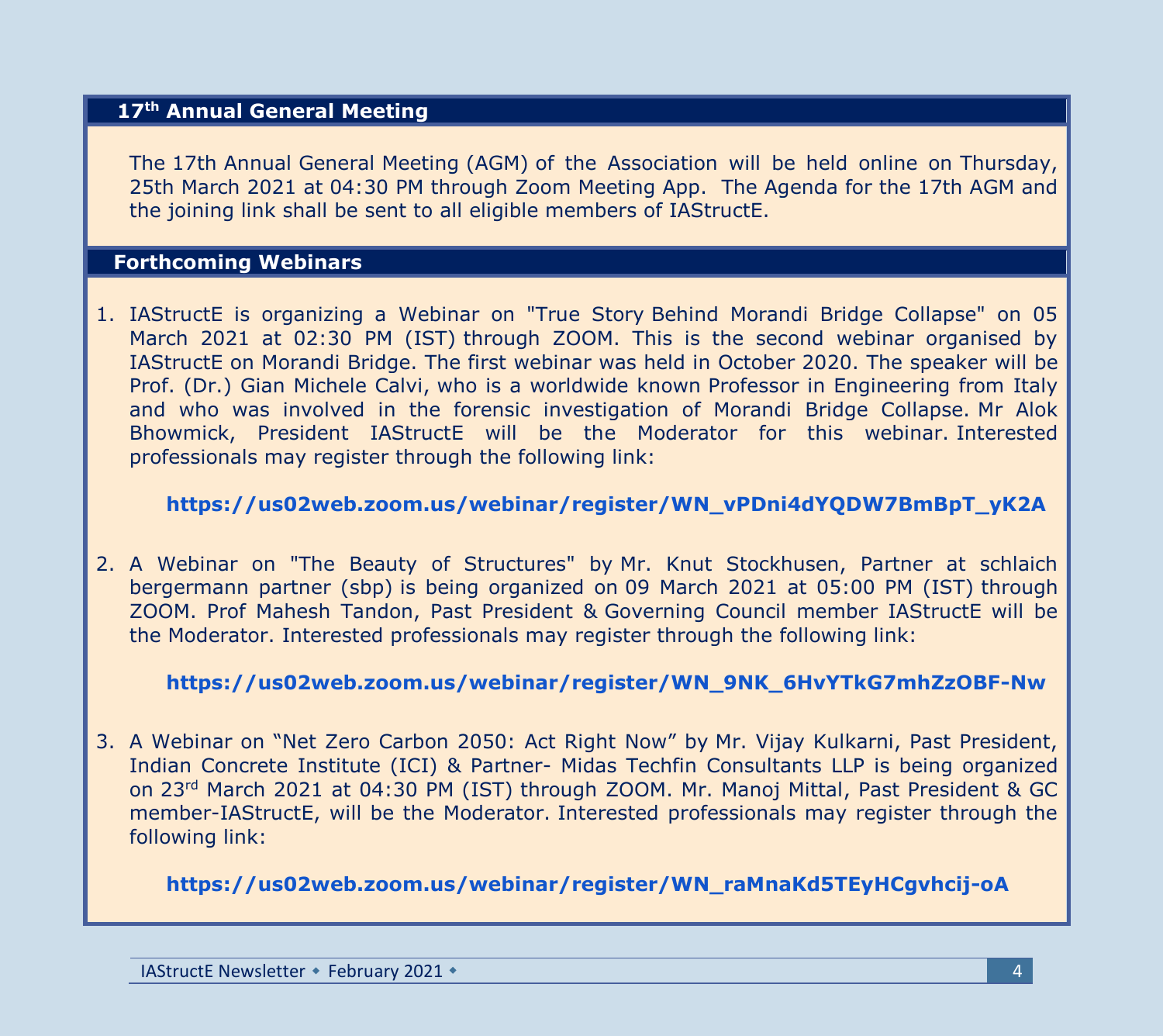## 17th Annual General Meeting

The 17th Annual General Meeting (AGM) of the Association will be held online on Thursday, 25th March 2021 at 04:30 PM through Zoom Meeting App. The Agenda for the 17th AGM and the joining link shall be sent to all eligible members of IAStructE.

## Forthcoming Webinars

1. IAStructE is organizing a Webinar on "True Story Behind Morandi Bridge Collapse" on 05 March 2021 at 02:30 PM (IST) through ZOOM. This is the second webinar organised by IAStructE on Morandi Bridge. The first webinar was held in October 2020. The speaker will be Prof. (Dr.) Gian Michele Calvi, who is a worldwide known Professor in Engineering from Italy and who was involved in the forensic investigation of Morandi Bridge Collapse. Mr Alok Bhowmick, President IAStructE will be the Moderator for this webinar. Interested professionals may register through the following link:

   **https://us02web.zoom.us/webinar/register/WN_vPDni4dYQDW7BmBpT_yK2A**

2. A Webinar on "The Beauty of Structures" by Mr. Knut Stockhusen, Partner at schlaich bergermann partner (sbp) is being organized on 09 March 2021 at 05:00 PM (IST) through ZOOM. Prof Mahesh Tandon, Past President & Governing Council member IAStructE will be the Moderator. Interested professionals may register through the following link:

   **https://us02web.zoom.us/webinar/register/WN_9NK_6HvYTkG7mhZzOBF-Nw**

3. A Webinar on "Net Zero Carbon 2050: Act Right Now" by Mr. Vijay Kulkarni, Past President, Indian Concrete Institute (ICI) & Partner- Midas Techfin Consultants LLP is being organized on 23rd March 2021 at 04:30 PM (IST) through ZOOM. Mr. Manoj Mittal, Past President & GC member-IAStructE, will be the Moderator. Interested professionals may register through the following link:

   **https://us02web.zoom.us/webinar/register/WN_raMnaKd5TEyHCgvhcij-oA**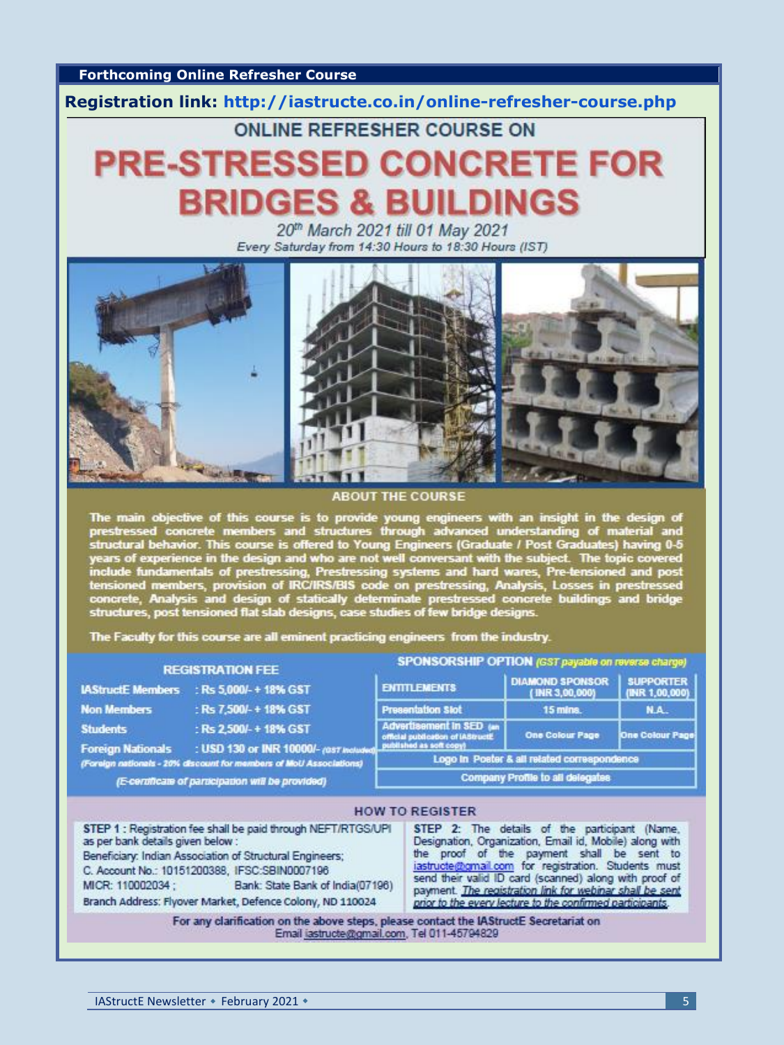## Forthcoming Online Refresher Course

**Registration link: http://iastructe.co.in/online-refresher-course.php**

ONLINE REFRESHER COURSE ON

# PRE-STRESSED CONCRETE FOR BRIDGES & BUILDINGS

*20th March 2021 till 01 May 2021*

*Every Saturday from 14:30 Hours to 18:30 Hours (IST)*

### ABOUT THE COURSE

The main objective of this course is to provide young engineers with an insight in the design of prestressed concrete members and structures through advanced understanding of material and structural behavior. This course is offered to Young Engineers (Graduate / Post Graduates) having 0-5 years of experience in the design and who are not well conversant with the subject. The topic covered include fundamentals of prestressing, Prestressing systems and hard wares, Pre-tensioned and post tensioned members, provision of IRC/IRS/BIS code on prestressing, Analysis, Losses in prestressed concrete, Analysis and design of statically determinate prestressed concrete buildings and bridge structures, post tensioned flat slab designs, case studies of few bridge designs.

The Faculty for this course are all eminent practicing engineers from the industry.

### REGISTRATION FEE

| | |
|---|---|
| **IAStructE Members** | : Rs 5,000/- + 18% GST |
| **Non Members** | : Rs 7,500/- + 18% GST |
| **Students** | : Rs 2,500/- + 18% GST |
| **Foreign Nationals** | : USD 130 or INR 10000/- *(GST included)* |

*(Foreign nationals - 20% discount for members of MoU Associations)*

*(E-certificate of participation will be provided)*

### SPONSORSHIP OPTION *(GST payable on reverse charge)*

| ENTITLEMENTS | DIAMOND SPONSOR (INR 3,00,000) | SUPPORTER (INR 1,00,000) |
|---|---|---|
| Presentation Slot | 15 mins. | N.A. |
| Advertisement in SED (an official publication of IAStructE published as soft copy) | One Colour Page | One Colour Page |
| Logo in Poster & all related correspondence | | |
| Company Profile to all delegates | | |

### HOW TO REGISTER

STEP 1 : Registration fee shall be paid through NEFT/RTGS/UPI as per bank details given below :
Beneficiary: Indian Association of Structural Engineers;
C. Account No.: 10151200388, IFSC:SBIN0007196
MICR: 110002034 ; Bank: State Bank of India(07196)
Branch Address: Flyover Market, Defence Colony, ND 110024

STEP 2: The details of the participant (Name, Designation, Organization, Email id, Mobile) along with the proof of the payment shall be sent to iastructe@gmail.com for registration. Students must send their valid ID card (scanned) along with proof of payment. *The registration link for webinar shall be sent prior to the every lecture to the confirmed participants.*

For any clarification on the above steps, please contact the IAStructE Secretariat on Email iastructe@gmail.com, Tel 011-45794829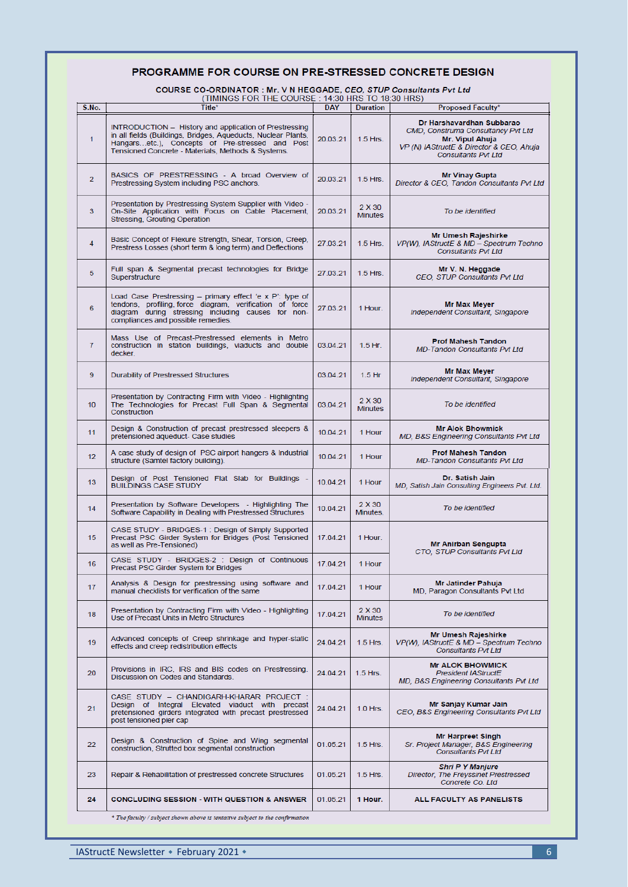## PROGRAMME FOR COURSE ON PRE-STRESSED CONCRETE DESIGN

**COURSE CO-ORDINATOR : Mr. V N HEGGADE, *CEO, STUP Consultants Pvt Ltd***

(TIMINGS FOR THE COURSE : 14:30 HRS TO 18:30 HRS)

| S.No. | Title* | DAY | Duration | Proposed Faculty* |
|---|---|---|---|---|
| 1 | INTRODUCTION – History and application of Prestressing in all fields (Buildings, Bridges, Aqueducts, Nuclear Plants, Hangars…etc.), Concepts of Pre-stressed and Post Tensioned Concrete - Materials, Methods & Systems. | 20.03.21 | 1.5 Hrs. | **Dr Harshavardhan Subbarao** *CMD, Construma Consultancy Pvt Ltd* **Mr. Vipul Ahuja** *VP (N) IAStructE & Director & CEO, Ahuja Consultants Pvt Ltd* |
| 2 | BASICS OF PRESTRESSING - A broad Overview of Prestressing System including PSC anchors. | 20.03.21 | 1.5 Hrs. | **Mr Vinay Gupta** *Director & CEO, Tandon Consultants Pvt Ltd* |
| 3 | Presentation by Prestressing System Supplier with Video - On-Site Application with Focus on Cable Placement, Stressing, Grouting Operation | 20.03.21 | 2 X 30 Minutes | *To be identified* |
| 4 | Basic Concept of Flexure Strength, Shear, Torsion, Creep, Prestress Losses (short term & long term) and Deflections | 27.03.21 | 1.5 Hrs. | **Mr Umesh Rajeshirke** *VP(W), IAStructE & MD – Spectrum Techno Consultants Pvt Ltd* |
| 5 | Full span & Segmental precast technologies for Bridge Superstructure | 27.03.21 | 1.5 Hrs. | **Mr V. N. Heggade** *CEO, STUP Consultants Pvt Ltd* |
| 6 | Load Case Prestressing – primary effect 'e x P' type of tendons, profiling, force diagram, verification of force diagram during stressing including causes for non-compliances and possible remedies. | 27.03.21 | 1 Hour. | **Mr Max Meyer** *Independent Consultant, Singapore* |
| 7 | Mass Use of Precast-Prestressed elements in Metro construction in station buildings, viaducts and double decker. | 03.04.21 | 1.5 Hr. | **Prof Mahesh Tandon** *MD-Tandon Consultants Pvt Ltd* |
| 9 | Durability of Prestressed Structures | 03.04.21 | 1.5 Hr | **Mr Max Meyer** *Independent Consultant, Singapore* |
| 10 | Presentation by Contracting Firm with Video - Highlighting The Technologies for Precast Full Span & Segmental Construction | 03.04.21 | 2 X 30 Minutes | *To be identified* |
| 11 | Design & Construction of precast prestressed sleepers & pretensioned aqueduct- Case studies | 10.04.21 | 1 Hour | **Mr Alok Bhowmick** *MD, B&S Engineering Consultants Pvt Ltd* |
| 12 | A case study of design of PSC airport hangers & Industrial structure (Samtel factory building). | 10.04.21 | 1 Hour | **Prof Mahesh Tandon** *MD-Tandon Consultants Pvt Ltd* |
| 13 | Design of Post Tensioned Flat Slab for Buildings - BUILDINGS CASE STUDY | 10.04.21 | 1 Hour | **Dr. Satish Jain** *MD, Satish Jain Consulting Engineers Pvt. Ltd.* |
| 14 | Presentation by Software Developers - Highlighting The Software Capability in Dealing with Prestressed Structures | 10.04.21 | 2 X 30 Minutes. | *To be identified* |
| 15 | CASE STUDY - BRIDGES-1 : Design of Simply Supported Precast PSC Girder System for Bridges (Post Tensioned as well as Pre-Tensioned) | 17.04.21 | 1 Hour. | **Mr Anirban Sengupta** *CTO, STUP Consultants Pvt Ltd* |
| 16 | CASE STUDY - BRIDGES-2 : Design of Continuous Precast PSC Girder System for Bridges | 17.04.21 | 1 Hour | |
| 17 | Analysis & Design for prestressing using software and manual checklists for verification of the same | 17.04.21 | 1 Hour | **Mr Jatinder Pahuja** MD, Paragon Consultants Pvt Ltd |
| 18 | Presentation by Contracting Firm with Video - Highlighting Use of Precast Units in Metro Structures | 17.04.21 | 2 X 30 Minutes | *To be identified* |
| 19 | Advanced concepts of Creep shrinkage and hyper-static effects and creep redistribution effects | 24.04.21 | 1.5 Hrs. | **Mr Umesh Rajeshirke** *VP(W), IAStructE & MD – Spectrum Techno Consultants Pvt Ltd* |
| 20 | Provisions in IRC, IRS and BIS codes on Prestressing. Discussion on Codes and Standards. | 24.04.21 | 1.5 Hrs. | **Mr ALOK BHOWMICK** *President IAStructE* *MD, B&S Engineering Consultants Pvt Ltd* |
| 21 | CASE STUDY – CHANDIGARH-KHARAR PROJECT : Design of Integral Elevated viaduct with precast pretensioned girders integrated with precast prestressed post tensioned pier cap | 24.04.21 | 1.0 Hrs. | **Mr Sanjay Kumar Jain** *CEO, B&S Engineering Consultants Pvt Ltd* |
| 22 | Design & Construction of Spine and Wing segmental construction, Strutted box segmental construction | 01.05.21 | 1.5 Hrs. | **Mr Harpreet Singh** *Sr. Project Manager, B&S Engineering Consultants Pvt Ltd* |
| 23 | Repair & Rehabilitation of prestressed concrete Structures | 01.05.21 | 1.5 Hrs. | ***Shri P Y Manjure*** *Director, The Freyssinet Prestressed Concrete Co. Ltd* |
| **24** | **CONCLUDING SESSION - WITH QUESTION & ANSWER** | 01.05.21 | **1 Hour.** | **ALL FACULTY AS PANELISTS** |

*\* The faculty / subject shown above is tentative subject to the confirmation*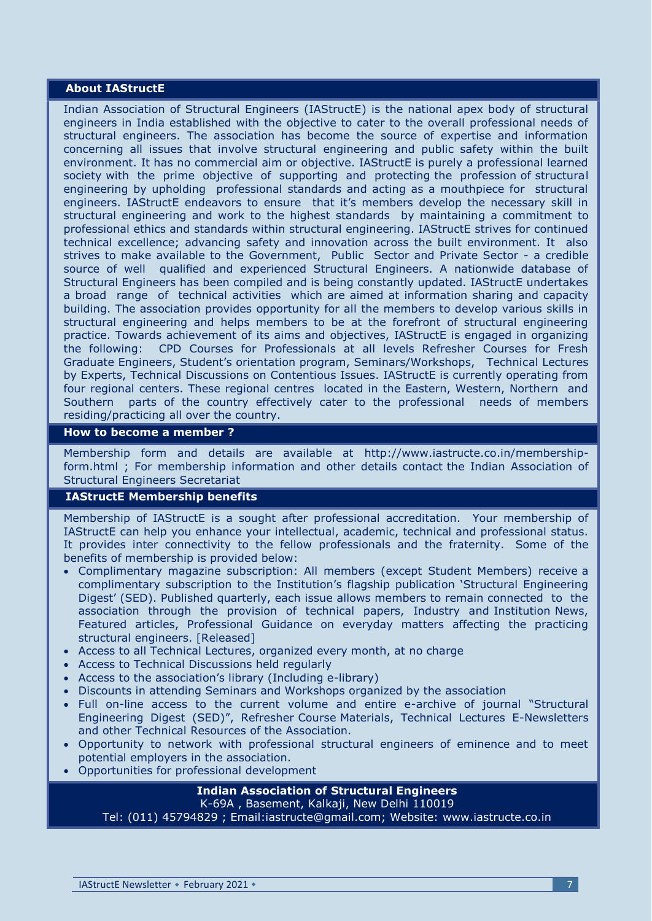## About IAStructE

Indian Association of Structural Engineers (IAStructE) is the national apex body of structural engineers in India established with the objective to cater to the overall professional needs of structural engineers. The association has become the source of expertise and information concerning all issues that involve structural engineering and public safety within the built environment. It has no commercial aim or objective. IAStructE is purely a professional learned society with the prime objective of supporting and protecting the profession of structural engineering by upholding professional standards and acting as a mouthpiece for structural engineers. IAStructE endeavors to ensure that it's members develop the necessary skill in structural engineering and work to the highest standards by maintaining a commitment to professional ethics and standards within structural engineering. IAStructE strives for continued technical excellence; advancing safety and innovation across the built environment. It also strives to make available to the Government, Public Sector and Private Sector - a credible source of well qualified and experienced Structural Engineers. A nationwide database of Structural Engineers has been compiled and is being constantly updated. IAStructE undertakes a broad range of technical activities which are aimed at information sharing and capacity building. The association provides opportunity for all the members to develop various skills in structural engineering and helps members to be at the forefront of structural engineering practice. Towards achievement of its aims and objectives, IAStructE is engaged in organizing the following: CPD Courses for Professionals at all levels Refresher Courses for Fresh Graduate Engineers, Student's orientation program, Seminars/Workshops, Technical Lectures by Experts, Technical Discussions on Contentious Issues. IAStructE is currently operating from four regional centers. These regional centres located in the Eastern, Western, Northern and Southern parts of the country effectively cater to the professional needs of members residing/practicing all over the country.

## How to become a member ?

Membership form and details are available at http://www.iastructe.co.in/membership-form.html ; For membership information and other details contact the Indian Association of Structural Engineers Secretariat

## IAStructE Membership benefits

Membership of IAStructE is a sought after professional accreditation. Your membership of IAStructE can help you enhance your intellectual, academic, technical and professional status. It provides inter connectivity to the fellow professionals and the fraternity. Some of the benefits of membership is provided below:

- Complimentary magazine subscription: All members (except Student Members) receive a complimentary subscription to the Institution's flagship publication 'Structural Engineering Digest' (SED). Published quarterly, each issue allows members to remain connected to the association through the provision of technical papers, Industry and Institution News, Featured articles, Professional Guidance on everyday matters affecting the practicing structural engineers. [Released]
- Access to all Technical Lectures, organized every month, at no charge
- Access to Technical Discussions held regularly
- Access to the association's library (Including e-library)
- Discounts in attending Seminars and Workshops organized by the association
- Full on-line access to the current volume and entire e-archive of journal "Structural Engineering Digest (SED)", Refresher Course Materials, Technical Lectures E-Newsletters and other Technical Resources of the Association.
- Opportunity to network with professional structural engineers of eminence and to meet potential employers in the association.
- Opportunities for professional development

**Indian Association of Structural Engineers**
K-69A , Basement, Kalkaji, New Delhi 110019
Tel: (011) 45794829 ; Email:iastructe@gmail.com; Website: www.iastructe.co.in